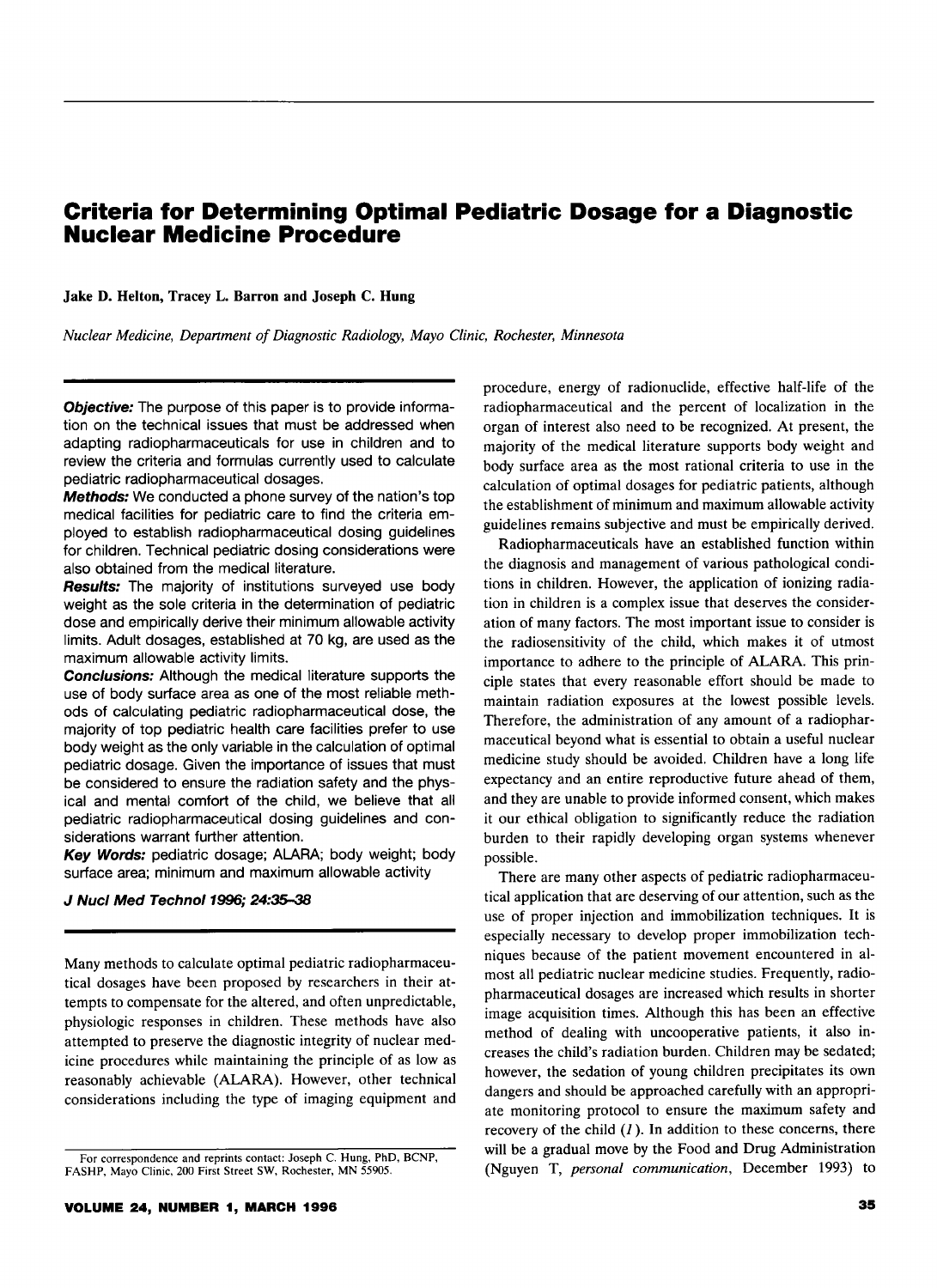# Criteria for Determining Optimal Pediatric Dosage for a Diagnostic Nuclear Medicine Procedure

**Jake D. Helton, Tracey L. Barron and Joseph C. Hung**

*Nuclear Medicine, Department of Diagnostic Radiology, Mayo Clinic, Rochester, Minnesota*

***Objective:*** The purpose of this paper is to provide information on the technical issues that must be addressed when adapting radiopharmaceuticals for use in children and to review the criteria and formulas currently used to calculate pediatric radiopharmaceutical dosages.

***Methods:*** We conducted a phone survey of the nation's top medical facilities for pediatric care to find the criteria employed to establish radiopharmaceutical dosing guidelines for children. Technical pediatric dosing considerations were also obtained from the medical literature.

***Results:*** The majority of institutions surveyed use body weight as the sole criteria in the determination of pediatric dose and empirically derive their minimum allowable activity limits. Adult dosages, established at 70 kg, are used as the maximum allowable activity limits.

***Conclusions:*** Although the medical literature supports the use of body surface area as one of the most reliable methods of calculating pediatric radiopharmaceutical dose, the majority of top pediatric health care facilities prefer to use body weight as the only variable in the calculation of optimal pediatric dosage. Given the importance of issues that must be considered to ensure the radiation safety and the physical and mental comfort of the child, we believe that all pediatric radiopharmaceutical dosing guidelines and considerations warrant further attention.

***Key Words:*** pediatric dosage; ALARA; body weight; body surface area; minimum and maximum allowable activity

***J Nucl Med Technol 1996; 24:35–38***

Many methods to calculate optimal pediatric radiopharmaceutical dosages have been proposed by researchers in their attempts to compensate for the altered, and often unpredictable, physiologic responses in children. These methods have also attempted to preserve the diagnostic integrity of nuclear medicine procedures while maintaining the principle of as low as reasonably achievable (ALARA). However, other technical considerations including the type of imaging equipment and procedure, energy of radionuclide, effective half-life of the radiopharmaceutical and the percent of localization in the organ of interest also need to be recognized. At present, the majority of the medical literature supports body weight and body surface area as the most rational criteria to use in the calculation of optimal dosages for pediatric patients, although the establishment of minimum and maximum allowable activity guidelines remains subjective and must be empirically derived.

Radiopharmaceuticals have an established function within the diagnosis and management of various pathological conditions in children. However, the application of ionizing radiation in children is a complex issue that deserves the consideration of many factors. The most important issue to consider is the radiosensitivity of the child, which makes it of utmost importance to adhere to the principle of ALARA. This principle states that every reasonable effort should be made to maintain radiation exposures at the lowest possible levels. Therefore, the administration of any amount of a radiopharmaceutical beyond what is essential to obtain a useful nuclear medicine study should be avoided. Children have a long life expectancy and an entire reproductive future ahead of them, and they are unable to provide informed consent, which makes it our ethical obligation to significantly reduce the radiation burden to their rapidly developing organ systems whenever possible.

There are many other aspects of pediatric radiopharmaceutical application that are deserving of our attention, such as the use of proper injection and immobilization techniques. It is especially necessary to develop proper immobilization techniques because of the patient movement encountered in almost all pediatric nuclear medicine studies. Frequently, radiopharmaceutical dosages are increased which results in shorter image acquisition times. Although this has been an effective method of dealing with uncooperative patients, it also increases the child's radiation burden. Children may be sedated; however, the sedation of young children precipitates its own dangers and should be approached carefully with an appropriate monitoring protocol to ensure the maximum safety and recovery of the child (*1*). In addition to these concerns, there will be a gradual move by the Food and Drug Administration (Nguyen T, *personal communication*, December 1993) to

For correspondence and reprints contact: Joseph C. Hung, PhD, BCNP, FASHP, Mayo Clinic, 200 First Street SW, Rochester, MN 55905.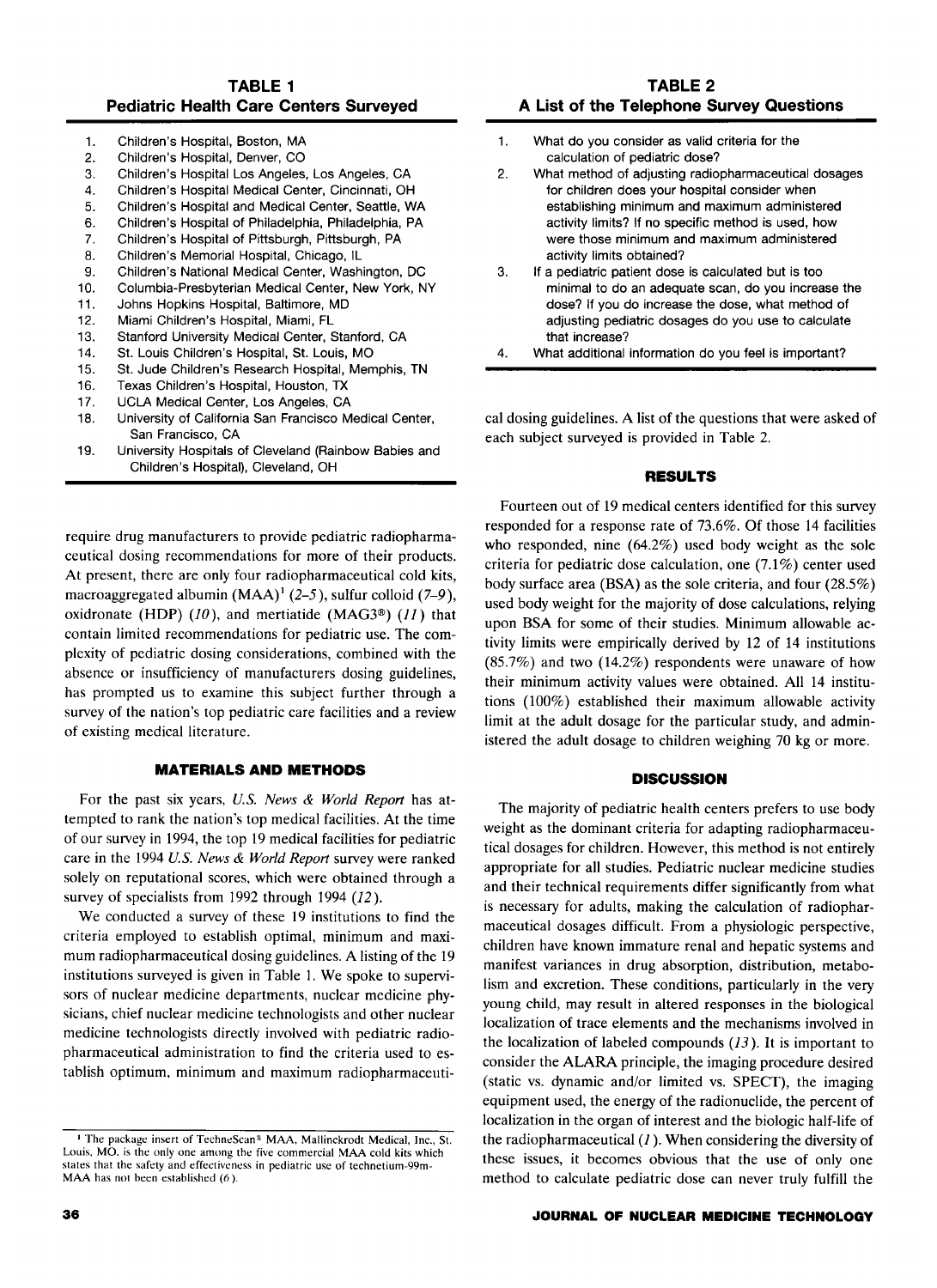**TABLE 1**
**Pediatric Health Care Centers Surveyed**

1. Children's Hospital, Boston, MA
2. Children's Hospital, Denver, CO
3. Children's Hospital Los Angeles, Los Angeles, CA
4. Children's Hospital Medical Center, Cincinnati, OH
5. Children's Hospital and Medical Center, Seattle, WA
6. Children's Hospital of Philadelphia, Philadelphia, PA
7. Children's Hospital of Pittsburgh, Pittsburgh, PA
8. Children's Memorial Hospital, Chicago, IL
9. Children's National Medical Center, Washington, DC
10. Columbia-Presbyterian Medical Center, New York, NY
11. Johns Hopkins Hospital, Baltimore, MD
12. Miami Children's Hospital, Miami, FL
13. Stanford University Medical Center, Stanford, CA
14. St. Louis Children's Hospital, St. Louis, MO
15. St. Jude Children's Research Hospital, Memphis, TN
16. Texas Children's Hospital, Houston, TX
17. UCLA Medical Center, Los Angeles, CA
18. University of California San Francisco Medical Center, San Francisco, CA
19. University Hospitals of Cleveland (Rainbow Babies and Children's Hospital), Cleveland, OH

require drug manufacturers to provide pediatric radiopharmaceutical dosing recommendations for more of their products. At present, there are only four radiopharmaceutical cold kits, macroaggregated albumin (MAA)[1] (2–5), sulfur colloid (7–9), oxidronate (HDP) (10), and mertiatide (MAG3®) (11) that contain limited recommendations for pediatric use. The complexity of pediatric dosing considerations, combined with the absence or insufficiency of manufacturers dosing guidelines, has prompted us to examine this subject further through a survey of the nation's top pediatric care facilities and a review of existing medical literature.

## MATERIALS AND METHODS

For the past six years, *U.S. News & World Report* has attempted to rank the nation's top medical facilities. At the time of our survey in 1994, the top 19 medical facilities for pediatric care in the 1994 *U.S. News & World Report* survey were ranked solely on reputational scores, which were obtained through a survey of specialists from 1992 through 1994 (12).

We conducted a survey of these 19 institutions to find the criteria employed to establish optimal, minimum and maximum radiopharmaceutical dosing guidelines. A listing of the 19 institutions surveyed is given in Table 1. We spoke to supervisors of nuclear medicine departments, nuclear medicine physicians, chief nuclear medicine technologists and other nuclear medicine technologists directly involved with pediatric radiopharmaceutical administration to find the criteria used to establish optimum, minimum and maximum radiopharmaceutical dosing guidelines. A list of the questions that were asked of each subject surveyed is provided in Table 2.

**TABLE 2**
**A List of the Telephone Survey Questions**

1. What do you consider as valid criteria for the calculation of pediatric dose?
2. What method of adjusting radiopharmaceutical dosages for children does your hospital consider when establishing minimum and maximum administered activity limits? If no specific method is used, how were those minimum and maximum administered activity limits obtained?
3. If a pediatric patient dose is calculated but is too minimal to do an adequate scan, do you increase the dose? If you do increase the dose, what method of adjusting pediatric dosages do you use to calculate that increase?
4. What additional information do you feel is important?

## RESULTS

Fourteen out of 19 medical centers identified for this survey responded for a response rate of 73.6%. Of those 14 facilities who responded, nine (64.2%) used body weight as the sole criteria for pediatric dose calculation, one (7.1%) center used body surface area (BSA) as the sole criteria, and four (28.5%) used body weight for the majority of dose calculations, relying upon BSA for some of their studies. Minimum allowable activity limits were empirically derived by 12 of 14 institutions (85.7%) and two (14.2%) respondents were unaware of how their minimum activity values were obtained. All 14 institutions (100%) established their maximum allowable activity limit at the adult dosage for the particular study, and administered the adult dosage to children weighing 70 kg or more.

## DISCUSSION

The majority of pediatric health centers prefers to use body weight as the dominant criteria for adapting radiopharmaceutical dosages for children. However, this method is not entirely appropriate for all studies. Pediatric nuclear medicine studies and their technical requirements differ significantly from what is necessary for adults, making the calculation of radiopharmaceutical dosages difficult. From a physiologic perspective, children have known immature renal and hepatic systems and manifest variances in drug absorption, distribution, metabolism and excretion. These conditions, particularly in the very young child, may result in altered responses in the biological localization of trace elements and the mechanisms involved in the localization of labeled compounds (13). It is important to consider the ALARA principle, the imaging procedure desired (static vs. dynamic and/or limited vs. SPECT), the imaging equipment used, the energy of the radionuclide, the percent of localization in the organ of interest and the biologic half-life of the radiopharmaceutical (1). When considering the diversity of these issues, it becomes obvious that the use of only one method to calculate pediatric dose can never truly fulfill the

[1] The package insert of TechneScan® MAA, Mallinckrodt Medical, Inc., St. Louis, MO, is the only one among the five commercial MAA cold kits which states that the safety and effectiveness in pediatric use of technetium-99m-MAA has not been established (6).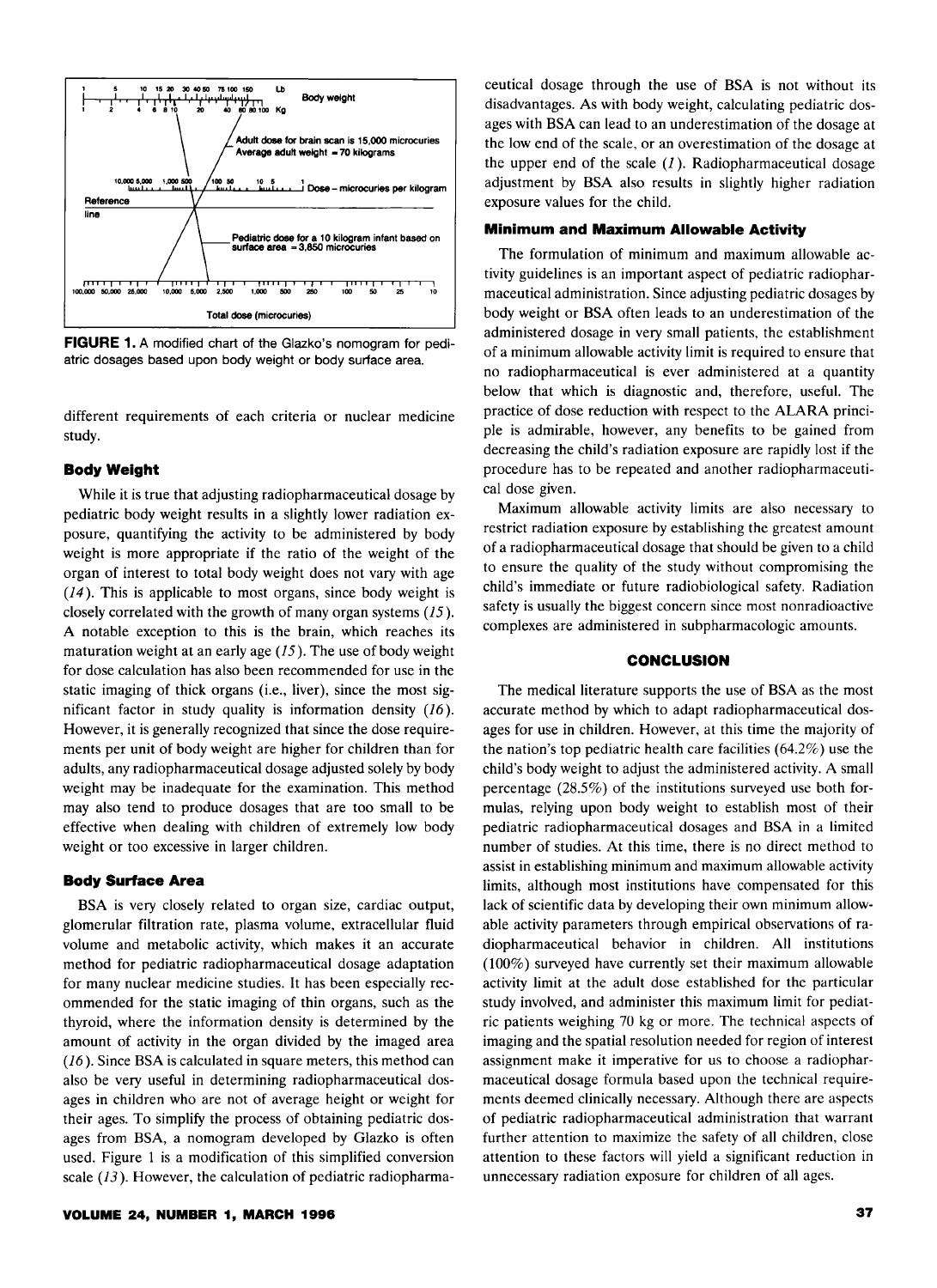**FIGURE 1.** A modified chart of the Glazko's nomogram for pediatric dosages based upon body weight or body surface area.

different requirements of each criteria or nuclear medicine study.

### Body Weight

While it is true that adjusting radiopharmaceutical dosage by pediatric body weight results in a slightly lower radiation exposure, quantifying the activity to be administered by body weight is more appropriate if the ratio of the weight of the organ of interest to total body weight does not vary with age (*14*). This is applicable to most organs, since body weight is closely correlated with the growth of many organ systems (*15*). A notable exception to this is the brain, which reaches its maturation weight at an early age (*15*). The use of body weight for dose calculation has also been recommended for use in the static imaging of thick organs (i.e., liver), since the most significant factor in study quality is information density (*16*). However, it is generally recognized that since the dose requirements per unit of body weight are higher for children than for adults, any radiopharmaceutical dosage adjusted solely by body weight may be inadequate for the examination. This method may also tend to produce dosages that are too small to be effective when dealing with children of extremely low body weight or too excessive in larger children.

### Body Surface Area

BSA is very closely related to organ size, cardiac output, glomerular filtration rate, plasma volume, extracellular fluid volume and metabolic activity, which makes it an accurate method for pediatric radiopharmaceutical dosage adaptation for many nuclear medicine studies. It has been especially recommended for the static imaging of thin organs, such as the thyroid, where the information density is determined by the amount of activity in the organ divided by the imaged area (*16*). Since BSA is calculated in square meters, this method can also be very useful in determining radiopharmaceutical dosages in children who are not of average height or weight for their ages. To simplify the process of obtaining pediatric dosages from BSA, a nomogram developed by Glazko is often used. Figure 1 is a modification of this simplified conversion scale (*13*). However, the calculation of pediatric radiopharmaceutical dosage through the use of BSA is not without its disadvantages. As with body weight, calculating pediatric dosages with BSA can lead to an underestimation of the dosage at the low end of the scale, or an overestimation of the dosage at the upper end of the scale (*1*). Radiopharmaceutical dosage adjustment by BSA also results in slightly higher radiation exposure values for the child.

### Minimum and Maximum Allowable Activity

The formulation of minimum and maximum allowable activity guidelines is an important aspect of pediatric radiopharmaceutical administration. Since adjusting pediatric dosages by body weight or BSA often leads to an underestimation of the administered dosage in very small patients, the establishment of a minimum allowable activity limit is required to ensure that no radiopharmaceutical is ever administered at a quantity below that which is diagnostic and, therefore, useful. The practice of dose reduction with respect to the ALARA principle is admirable, however, any benefits to be gained from decreasing the child's radiation exposure are rapidly lost if the procedure has to be repeated and another radiopharmaceutical dose given.

Maximum allowable activity limits are also necessary to restrict radiation exposure by establishing the greatest amount of a radiopharmaceutical dosage that should be given to a child to ensure the quality of the study without compromising the child's immediate or future radiobiological safety. Radiation safety is usually the biggest concern since most nonradioactive complexes are administered in subpharmacologic amounts.

## CONCLUSION

The medical literature supports the use of BSA as the most accurate method by which to adapt radiopharmaceutical dosages for use in children. However, at this time the majority of the nation's top pediatric health care facilities (64.2%) use the child's body weight to adjust the administered activity. A small percentage (28.5%) of the institutions surveyed use both formulas, relying upon body weight to establish most of their pediatric radiopharmaceutical dosages and BSA in a limited number of studies. At this time, there is no direct method to assist in establishing minimum and maximum allowable activity limits, although most institutions have compensated for this lack of scientific data by developing their own minimum allowable activity parameters through empirical observations of radiopharmaceutical behavior in children. All institutions (100%) surveyed have currently set their maximum allowable activity limit at the adult dose established for the particular study involved, and administer this maximum limit for pediatric patients weighing 70 kg or more. The technical aspects of imaging and the spatial resolution needed for region of interest assignment make it imperative for us to choose a radiopharmaceutical dosage formula based upon the technical requirements deemed clinically necessary. Although there are aspects of pediatric radiopharmaceutical administration that warrant further attention to maximize the safety of all children, close attention to these factors will yield a significant reduction in unnecessary radiation exposure for children of all ages.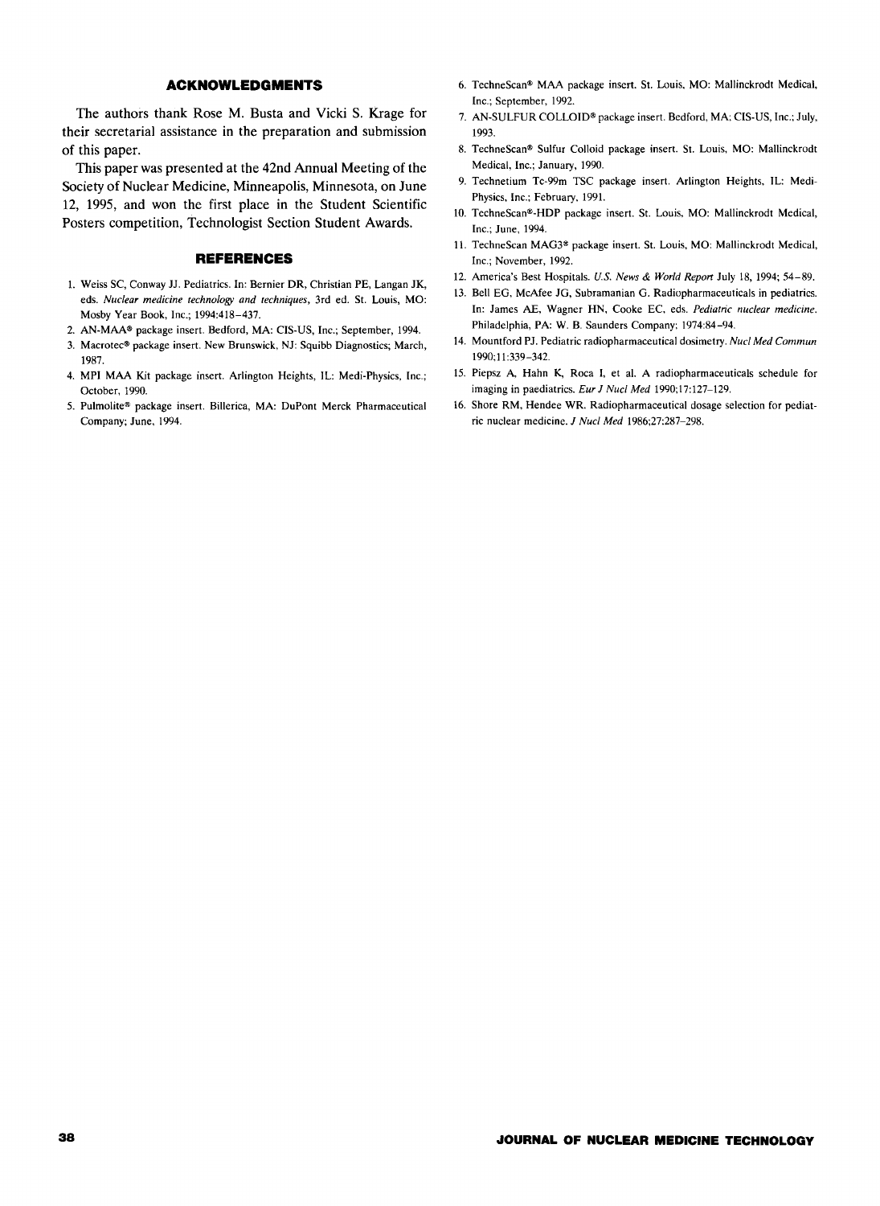## ACKNOWLEDGMENTS

The authors thank Rose M. Busta and Vicki S. Krage for their secretarial assistance in the preparation and submission of this paper.

This paper was presented at the 42nd Annual Meeting of the Society of Nuclear Medicine, Minneapolis, Minnesota, on June 12, 1995, and won the first place in the Student Scientific Posters competition, Technologist Section Student Awards.

## REFERENCES

1. Weiss SC, Conway JJ. Pediatrics. In: Bernier DR, Christian PE, Langan JK, eds. *Nuclear medicine technology and techniques*, 3rd ed. St. Louis, MO: Mosby Year Book, Inc.; 1994:418–437.
2. AN-MAA® package insert. Bedford, MA: CIS-US, Inc.; September, 1994.
3. Macrotec® package insert. New Brunswick, NJ: Squibb Diagnostics; March, 1987.
4. MPI MAA Kit package insert. Arlington Heights, IL: Medi-Physics, Inc.; October, 1990.
5. Pulmolite® package insert. Billerica, MA: DuPont Merck Pharmaceutical Company; June, 1994.
6. TechneScan® MAA package insert. St. Louis, MO: Mallinckrodt Medical, Inc.; September, 1992.
7. AN-SULFUR COLLOID® package insert. Bedford, MA: CIS-US, Inc.; July, 1993.
8. TechneScan® Sulfur Colloid package insert. St. Louis, MO: Mallinckrodt Medical, Inc.; January, 1990.
9. Technetium Tc-99m TSC package insert. Arlington Heights, IL: Medi-Physics, Inc.; February, 1991.
10. TechneScan®-HDP package insert. St. Louis, MO: Mallinckrodt Medical, Inc.; June, 1994.
11. TechneScan MAG3® package insert. St. Louis, MO: Mallinckrodt Medical, Inc.; November, 1992.
12. America's Best Hospitals. *U.S. News & World Report* July 18, 1994; 54–89.
13. Bell EG, McAfee JG, Subramanian G. Radiopharmaceuticals in pediatrics. In: James AE, Wagner HN, Cooke EC, eds. *Pediatric nuclear medicine*. Philadelphia, PA: W. B. Saunders Company; 1974:84–94.
14. Mountford PJ. Pediatric radiopharmaceutical dosimetry. *Nucl Med Commun* 1990;11:339–342.
15. Piepsz A, Hahn K, Roca I, et al. A radiopharmaceuticals schedule for imaging in paediatrics. *Eur J Nucl Med* 1990;17:127–129.
16. Shore RM, Hendee WR. Radiopharmaceutical dosage selection for pediatric nuclear medicine. *J Nucl Med* 1986;27:287–298.